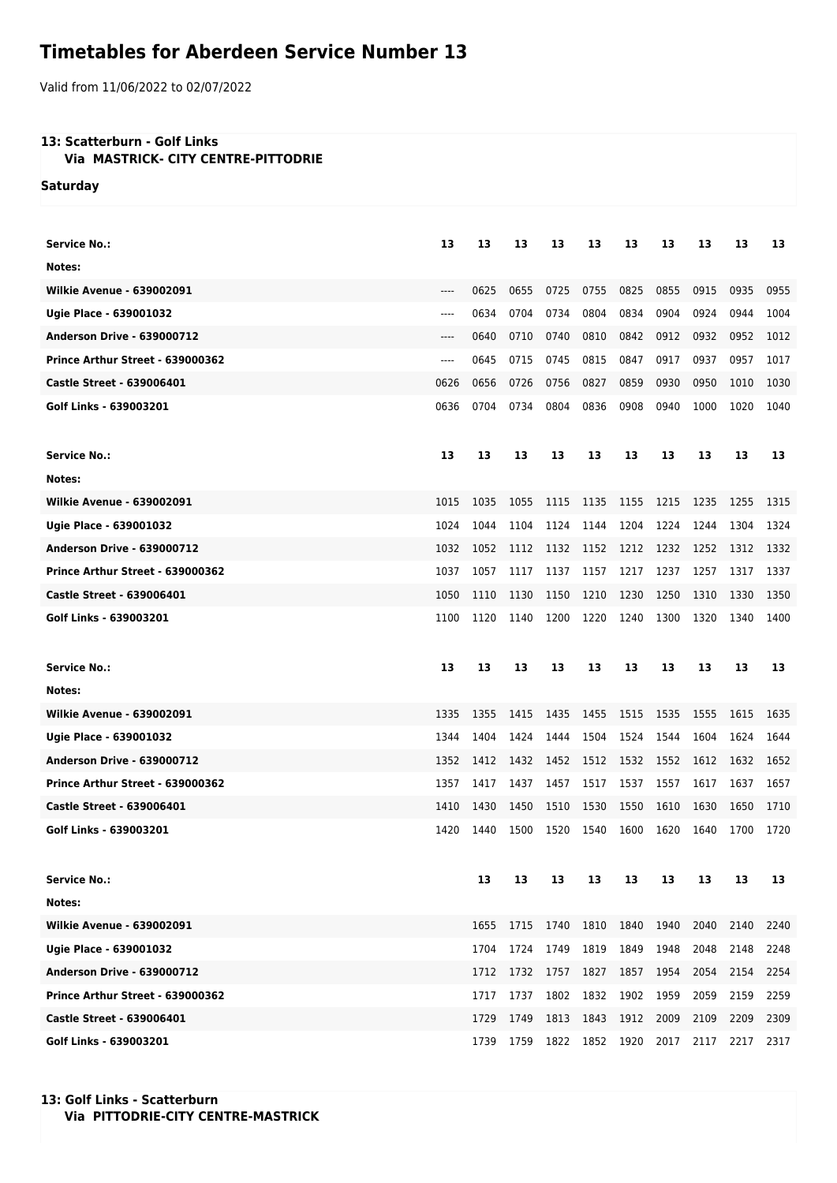# Timetables for Aberdeen Service Number 13

Valid from 11/06/2022 to 02/07/2022

### 13: Scatterburn - Golf Links
**Via MASTRICK- CITY CENTRE-PITTODRIE**

**Saturday**

| Service No.: | 13 | 13 | 13 | 13 | 13 | 13 | 13 | 13 | 13 | 13 |
|---|---|---|---|---|---|---|---|---|---|---|
| Notes: | | | | | | | | | | |
| Wilkie Avenue - 639002091 | ---- | 0625 | 0655 | 0725 | 0755 | 0825 | 0855 | 0915 | 0935 | 0955 |
| Ugie Place - 639001032 | ---- | 0634 | 0704 | 0734 | 0804 | 0834 | 0904 | 0924 | 0944 | 1004 |
| Anderson Drive - 639000712 | ---- | 0640 | 0710 | 0740 | 0810 | 0842 | 0912 | 0932 | 0952 | 1012 |
| Prince Arthur Street - 639000362 | ---- | 0645 | 0715 | 0745 | 0815 | 0847 | 0917 | 0937 | 0957 | 1017 |
| Castle Street - 639006401 | 0626 | 0656 | 0726 | 0756 | 0827 | 0859 | 0930 | 0950 | 1010 | 1030 |
| Golf Links - 639003201 | 0636 | 0704 | 0734 | 0804 | 0836 | 0908 | 0940 | 1000 | 1020 | 1040 |

| Service No.: | 13 | 13 | 13 | 13 | 13 | 13 | 13 | 13 | 13 | 13 |
|---|---|---|---|---|---|---|---|---|---|---|
| Notes: | | | | | | | | | | |
| Wilkie Avenue - 639002091 | 1015 | 1035 | 1055 | 1115 | 1135 | 1155 | 1215 | 1235 | 1255 | 1315 |
| Ugie Place - 639001032 | 1024 | 1044 | 1104 | 1124 | 1144 | 1204 | 1224 | 1244 | 1304 | 1324 |
| Anderson Drive - 639000712 | 1032 | 1052 | 1112 | 1132 | 1152 | 1212 | 1232 | 1252 | 1312 | 1332 |
| Prince Arthur Street - 639000362 | 1037 | 1057 | 1117 | 1137 | 1157 | 1217 | 1237 | 1257 | 1317 | 1337 |
| Castle Street - 639006401 | 1050 | 1110 | 1130 | 1150 | 1210 | 1230 | 1250 | 1310 | 1330 | 1350 |
| Golf Links - 639003201 | 1100 | 1120 | 1140 | 1200 | 1220 | 1240 | 1300 | 1320 | 1340 | 1400 |

| Service No.: | 13 | 13 | 13 | 13 | 13 | 13 | 13 | 13 | 13 | 13 |
|---|---|---|---|---|---|---|---|---|---|---|
| Notes: | | | | | | | | | | |
| Wilkie Avenue - 639002091 | 1335 | 1355 | 1415 | 1435 | 1455 | 1515 | 1535 | 1555 | 1615 | 1635 |
| Ugie Place - 639001032 | 1344 | 1404 | 1424 | 1444 | 1504 | 1524 | 1544 | 1604 | 1624 | 1644 |
| Anderson Drive - 639000712 | 1352 | 1412 | 1432 | 1452 | 1512 | 1532 | 1552 | 1612 | 1632 | 1652 |
| Prince Arthur Street - 639000362 | 1357 | 1417 | 1437 | 1457 | 1517 | 1537 | 1557 | 1617 | 1637 | 1657 |
| Castle Street - 639006401 | 1410 | 1430 | 1450 | 1510 | 1530 | 1550 | 1610 | 1630 | 1650 | 1710 |
| Golf Links - 639003201 | 1420 | 1440 | 1500 | 1520 | 1540 | 1600 | 1620 | 1640 | 1700 | 1720 |

| Service No.: | 13 | 13 | 13 | 13 | 13 | 13 | 13 | 13 | 13 |
|---|---|---|---|---|---|---|---|---|---|
| Notes: | | | | | | | | | |
| Wilkie Avenue - 639002091 | 1655 | 1715 | 1740 | 1810 | 1840 | 1940 | 2040 | 2140 | 2240 |
| Ugie Place - 639001032 | 1704 | 1724 | 1749 | 1819 | 1849 | 1948 | 2048 | 2148 | 2248 |
| Anderson Drive - 639000712 | 1712 | 1732 | 1757 | 1827 | 1857 | 1954 | 2054 | 2154 | 2254 |
| Prince Arthur Street - 639000362 | 1717 | 1737 | 1802 | 1832 | 1902 | 1959 | 2059 | 2159 | 2259 |
| Castle Street - 639006401 | 1729 | 1749 | 1813 | 1843 | 1912 | 2009 | 2109 | 2209 | 2309 |
| Golf Links - 639003201 | 1739 | 1759 | 1822 | 1852 | 1920 | 2017 | 2117 | 2217 | 2317 |

### 13: Golf Links - Scatterburn
**Via PITTODRIE-CITY CENTRE-MASTRICK**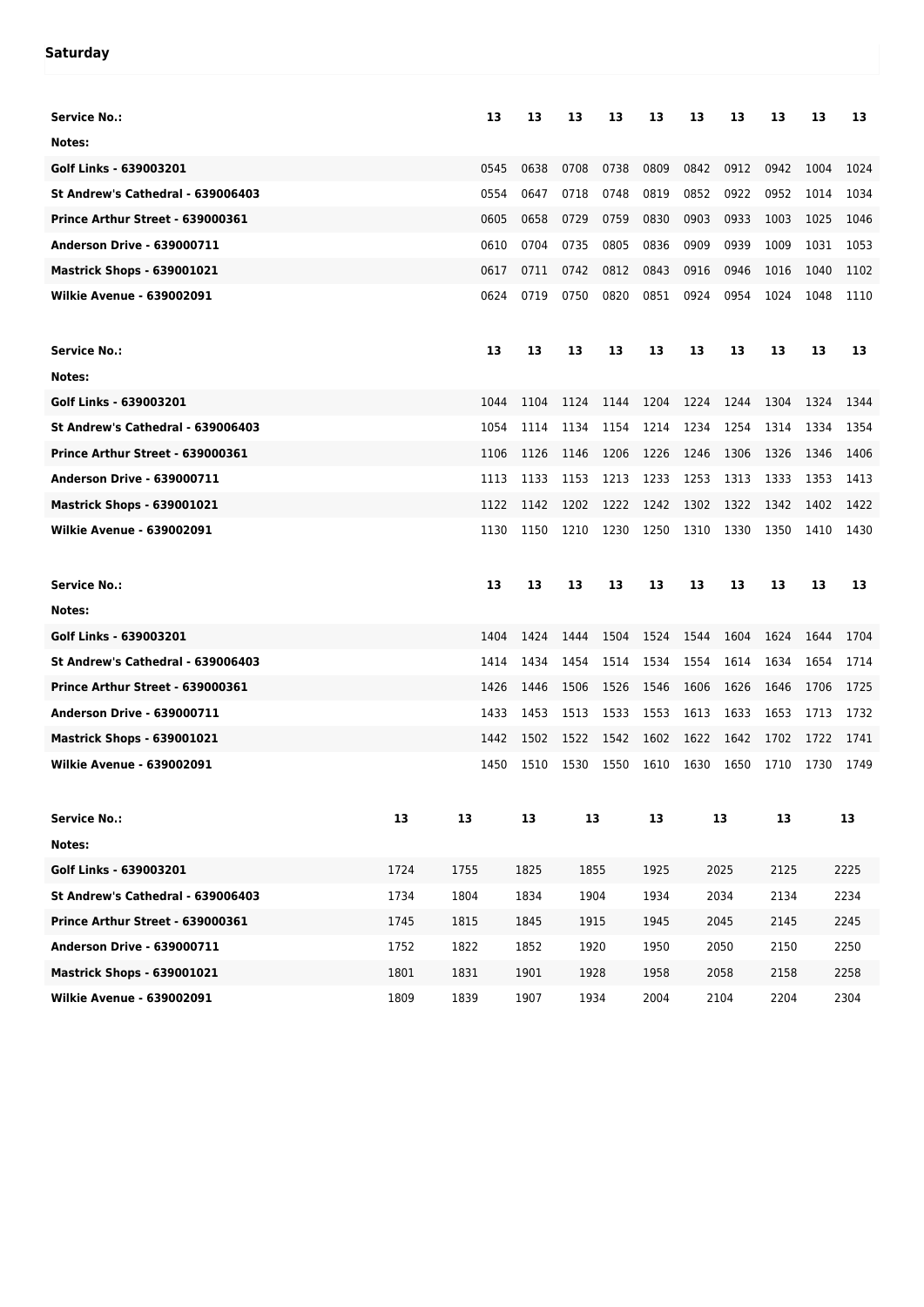## Saturday

| Service No.: | 13 | 13 | 13 | 13 | 13 | 13 | 13 | 13 | 13 | 13 |
|---|---|---|---|---|---|---|---|---|---|---|
| Notes: | | | | | | | | | | |
| Golf Links - 639003201 | 0545 | 0638 | 0708 | 0738 | 0809 | 0842 | 0912 | 0942 | 1004 | 1024 |
| St Andrew's Cathedral - 639006403 | 0554 | 0647 | 0718 | 0748 | 0819 | 0852 | 0922 | 0952 | 1014 | 1034 |
| Prince Arthur Street - 639000361 | 0605 | 0658 | 0729 | 0759 | 0830 | 0903 | 0933 | 1003 | 1025 | 1046 |
| Anderson Drive - 639000711 | 0610 | 0704 | 0735 | 0805 | 0836 | 0909 | 0939 | 1009 | 1031 | 1053 |
| Mastrick Shops - 639001021 | 0617 | 0711 | 0742 | 0812 | 0843 | 0916 | 0946 | 1016 | 1040 | 1102 |
| Wilkie Avenue - 639002091 | 0624 | 0719 | 0750 | 0820 | 0851 | 0924 | 0954 | 1024 | 1048 | 1110 |

| Service No.: | 13 | 13 | 13 | 13 | 13 | 13 | 13 | 13 | 13 | 13 |
|---|---|---|---|---|---|---|---|---|---|---|
| Notes: | | | | | | | | | | |
| Golf Links - 639003201 | 1044 | 1104 | 1124 | 1144 | 1204 | 1224 | 1244 | 1304 | 1324 | 1344 |
| St Andrew's Cathedral - 639006403 | 1054 | 1114 | 1134 | 1154 | 1214 | 1234 | 1254 | 1314 | 1334 | 1354 |
| Prince Arthur Street - 639000361 | 1106 | 1126 | 1146 | 1206 | 1226 | 1246 | 1306 | 1326 | 1346 | 1406 |
| Anderson Drive - 639000711 | 1113 | 1133 | 1153 | 1213 | 1233 | 1253 | 1313 | 1333 | 1353 | 1413 |
| Mastrick Shops - 639001021 | 1122 | 1142 | 1202 | 1222 | 1242 | 1302 | 1322 | 1342 | 1402 | 1422 |
| Wilkie Avenue - 639002091 | 1130 | 1150 | 1210 | 1230 | 1250 | 1310 | 1330 | 1350 | 1410 | 1430 |

| Service No.: | 13 | 13 | 13 | 13 | 13 | 13 | 13 | 13 | 13 | 13 |
|---|---|---|---|---|---|---|---|---|---|---|
| Notes: | | | | | | | | | | |
| Golf Links - 639003201 | 1404 | 1424 | 1444 | 1504 | 1524 | 1544 | 1604 | 1624 | 1644 | 1704 |
| St Andrew's Cathedral - 639006403 | 1414 | 1434 | 1454 | 1514 | 1534 | 1554 | 1614 | 1634 | 1654 | 1714 |
| Prince Arthur Street - 639000361 | 1426 | 1446 | 1506 | 1526 | 1546 | 1606 | 1626 | 1646 | 1706 | 1725 |
| Anderson Drive - 639000711 | 1433 | 1453 | 1513 | 1533 | 1553 | 1613 | 1633 | 1653 | 1713 | 1732 |
| Mastrick Shops - 639001021 | 1442 | 1502 | 1522 | 1542 | 1602 | 1622 | 1642 | 1702 | 1722 | 1741 |
| Wilkie Avenue - 639002091 | 1450 | 1510 | 1530 | 1550 | 1610 | 1630 | 1650 | 1710 | 1730 | 1749 |

| Service No.: | 13 | 13 | 13 | 13 | 13 | 13 | 13 | 13 |
|---|---|---|---|---|---|---|---|---|
| Notes: | | | | | | | | |
| Golf Links - 639003201 | 1724 | 1755 | 1825 | 1855 | 1925 | 2025 | 2125 | 2225 |
| St Andrew's Cathedral - 639006403 | 1734 | 1804 | 1834 | 1904 | 1934 | 2034 | 2134 | 2234 |
| Prince Arthur Street - 639000361 | 1745 | 1815 | 1845 | 1915 | 1945 | 2045 | 2145 | 2245 |
| Anderson Drive - 639000711 | 1752 | 1822 | 1852 | 1920 | 1950 | 2050 | 2150 | 2250 |
| Mastrick Shops - 639001021 | 1801 | 1831 | 1901 | 1928 | 1958 | 2058 | 2158 | 2258 |
| Wilkie Avenue - 639002091 | 1809 | 1839 | 1907 | 1934 | 2004 | 2104 | 2204 | 2304 |